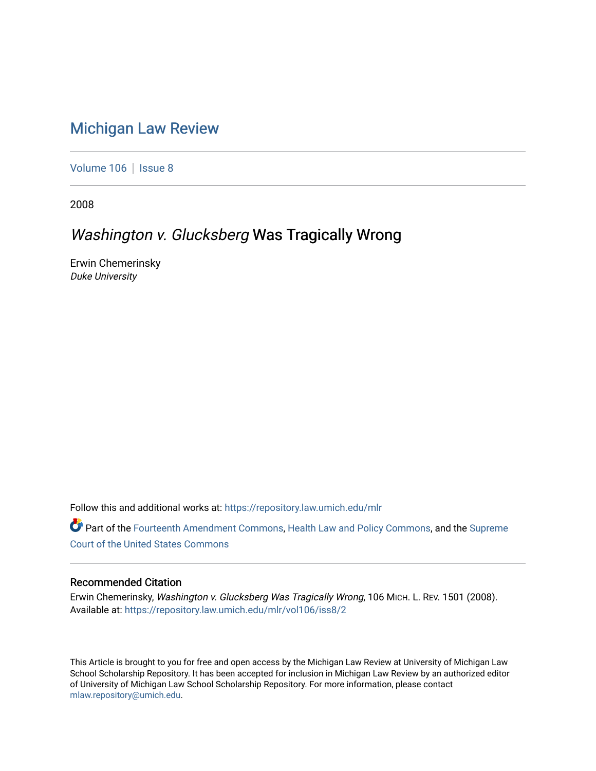# Michigan Law Review

Volume 106 | Issue 8

2008

## *Washington v. Glucksberg* Was Tragically Wrong

Erwin Chemerinsky
*Duke University*

Follow this and additional works at: https://repository.law.umich.edu/mlr

Part of the Fourteenth Amendment Commons, Health Law and Policy Commons, and the Supreme Court of the United States Commons

### Recommended Citation

Erwin Chemerinsky, *Washington v. Glucksberg Was Tragically Wrong*, 106 MICH. L. REV. 1501 (2008).
Available at: https://repository.law.umich.edu/mlr/vol106/iss8/2

This Article is brought to you for free and open access by the Michigan Law Review at University of Michigan Law School Scholarship Repository. It has been accepted for inclusion in Michigan Law Review by an authorized editor of University of Michigan Law School Scholarship Repository. For more information, please contact mlaw.repository@umich.edu.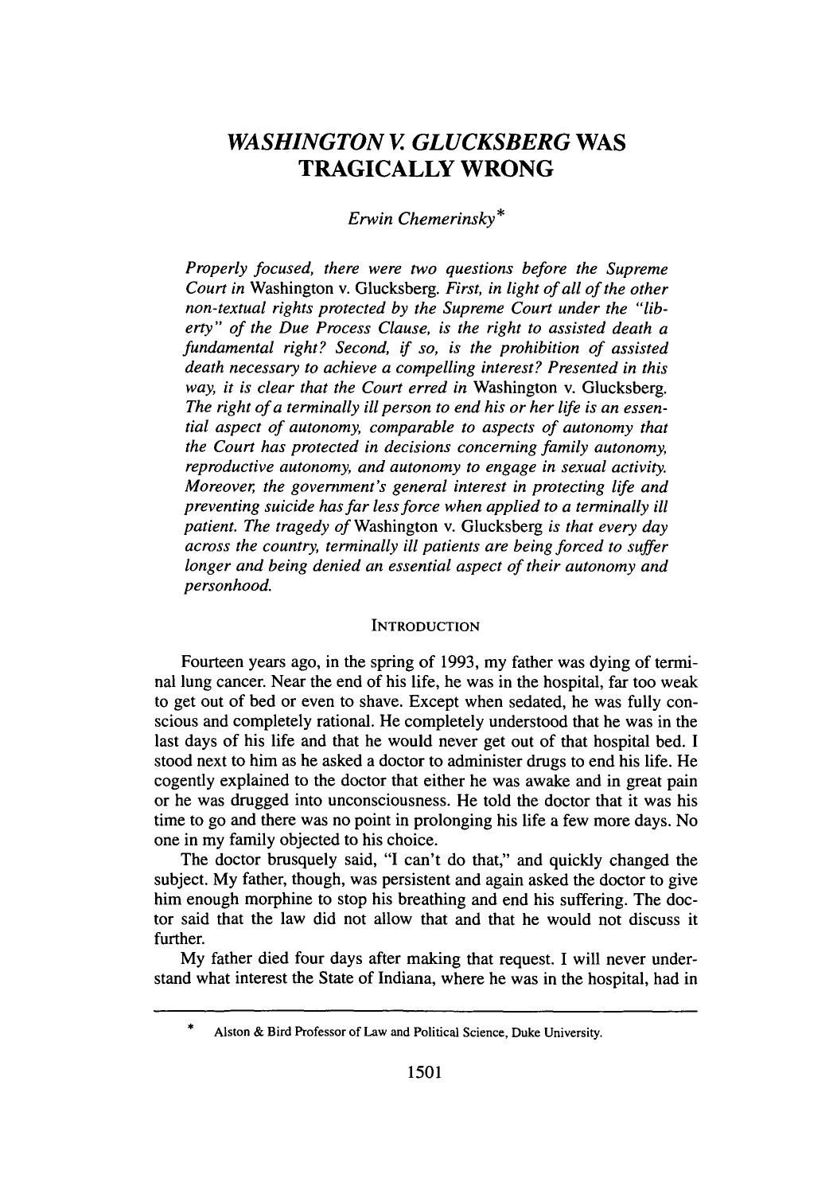# *WASHINGTON V. GLUCKSBERG* WAS TRAGICALLY WRONG

*Erwin Chemerinsky*\*

*Properly focused, there were two questions before the Supreme Court in* Washington v. Glucksberg. *First, in light of all of the other non-textual rights protected by the Supreme Court under the "liberty" of the Due Process Clause, is the right to assisted death a fundamental right? Second, if so, is the prohibition of assisted death necessary to achieve a compelling interest? Presented in this way, it is clear that the Court erred in* Washington v. Glucksberg. *The right of a terminally ill person to end his or her life is an essential aspect of autonomy, comparable to aspects of autonomy that the Court has protected in decisions concerning family autonomy, reproductive autonomy, and autonomy to engage in sexual activity. Moreover, the government's general interest in protecting life and preventing suicide has far less force when applied to a terminally ill patient. The tragedy of* Washington v. Glucksberg *is that every day across the country, terminally ill patients are being forced to suffer longer and being denied an essential aspect of their autonomy and personhood.*

## INTRODUCTION

Fourteen years ago, in the spring of 1993, my father was dying of terminal lung cancer. Near the end of his life, he was in the hospital, far too weak to get out of bed or even to shave. Except when sedated, he was fully conscious and completely rational. He completely understood that he was in the last days of his life and that he would never get out of that hospital bed. I stood next to him as he asked a doctor to administer drugs to end his life. He cogently explained to the doctor that either he was awake and in great pain or he was drugged into unconsciousness. He told the doctor that it was his time to go and there was no point in prolonging his life a few more days. No one in my family objected to his choice.

The doctor brusquely said, "I can't do that," and quickly changed the subject. My father, though, was persistent and again asked the doctor to give him enough morphine to stop his breathing and end his suffering. The doctor said that the law did not allow that and that he would not discuss it further.

My father died four days after making that request. I will never understand what interest the State of Indiana, where he was in the hospital, had in

---

\* Alston & Bird Professor of Law and Political Science, Duke University.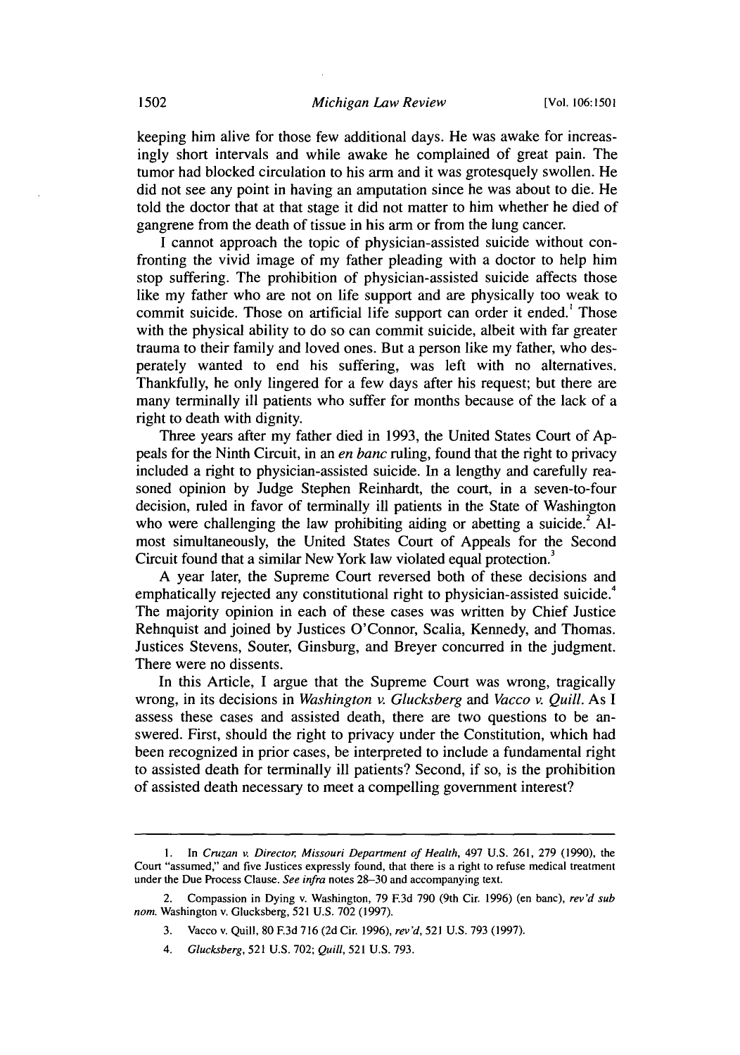keeping him alive for those few additional days. He was awake for increasingly short intervals and while awake he complained of great pain. The tumor had blocked circulation to his arm and it was grotesquely swollen. He did not see any point in having an amputation since he was about to die. He told the doctor that at that stage it did not matter to him whether he died of gangrene from the death of tissue in his arm or from the lung cancer.

I cannot approach the topic of physician-assisted suicide without confronting the vivid image of my father pleading with a doctor to help him stop suffering. The prohibition of physician-assisted suicide affects those like my father who are not on life support and are physically too weak to commit suicide. Those on artificial life support can order it ended.[1] Those with the physical ability to do so can commit suicide, albeit with far greater trauma to their family and loved ones. But a person like my father, who desperately wanted to end his suffering, was left with no alternatives. Thankfully, he only lingered for a few days after his request; but there are many terminally ill patients who suffer for months because of the lack of a right to death with dignity.

Three years after my father died in 1993, the United States Court of Appeals for the Ninth Circuit, in an *en banc* ruling, found that the right to privacy included a right to physician-assisted suicide. In a lengthy and carefully reasoned opinion by Judge Stephen Reinhardt, the court, in a seven-to-four decision, ruled in favor of terminally ill patients in the State of Washington who were challenging the law prohibiting aiding or abetting a suicide.[2] Almost simultaneously, the United States Court of Appeals for the Second Circuit found that a similar New York law violated equal protection.[3]

A year later, the Supreme Court reversed both of these decisions and emphatically rejected any constitutional right to physician-assisted suicide.[4] The majority opinion in each of these cases was written by Chief Justice Rehnquist and joined by Justices O'Connor, Scalia, Kennedy, and Thomas. Justices Stevens, Souter, Ginsburg, and Breyer concurred in the judgment. There were no dissents.

In this Article, I argue that the Supreme Court was wrong, tragically wrong, in its decisions in *Washington v. Glucksberg* and *Vacco v. Quill*. As I assess these cases and assisted death, there are two questions to be answered. First, should the right to privacy under the Constitution, which had been recognized in prior cases, be interpreted to include a fundamental right to assisted death for terminally ill patients? Second, if so, is the prohibition of assisted death necessary to meet a compelling government interest?

---

1. In *Cruzan v. Director, Missouri Department of Health*, 497 U.S. 261, 279 (1990), the Court "assumed," and five Justices expressly found, that there is a right to refuse medical treatment under the Due Process Clause. *See infra* notes 28–30 and accompanying text.

2. Compassion in Dying v. Washington, 79 F.3d 790 (9th Cir. 1996) (en banc), *rev'd sub nom.* Washington v. Glucksberg, 521 U.S. 702 (1997).

3. Vacco v. Quill, 80 F.3d 716 (2d Cir. 1996), *rev'd*, 521 U.S. 793 (1997).

4. *Glucksberg*, 521 U.S. 702; *Quill*, 521 U.S. 793.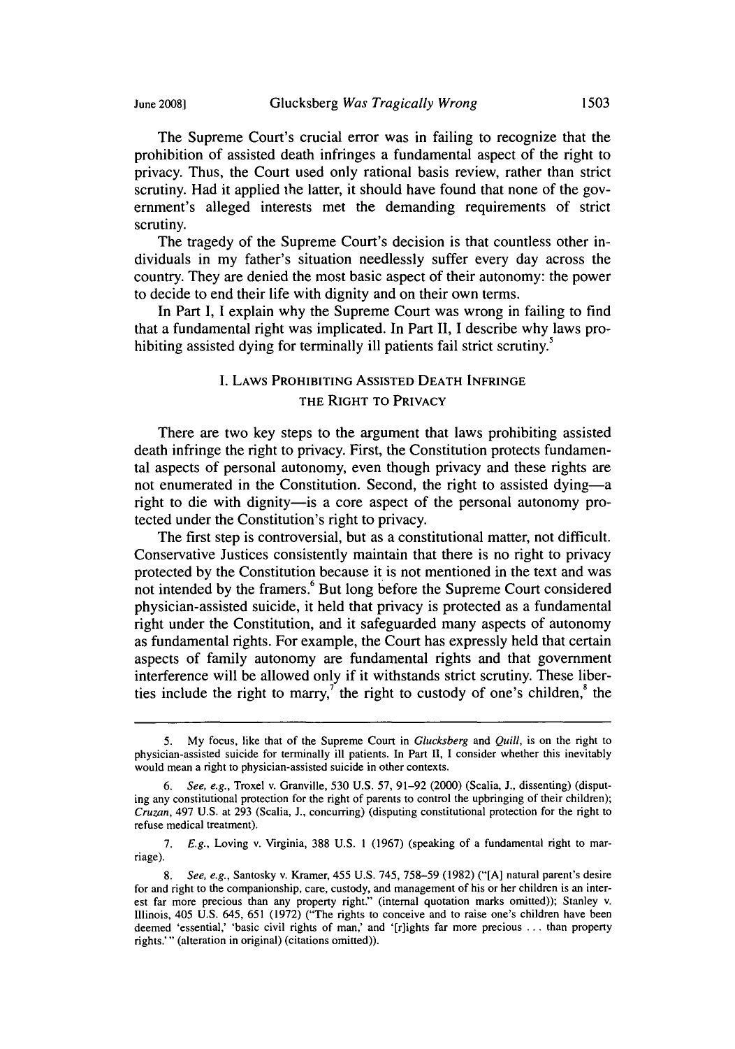The Supreme Court's crucial error was in failing to recognize that the prohibition of assisted death infringes a fundamental aspect of the right to privacy. Thus, the Court used only rational basis review, rather than strict scrutiny. Had it applied the latter, it should have found that none of the government's alleged interests met the demanding requirements of strict scrutiny.

The tragedy of the Supreme Court's decision is that countless other individuals in my father's situation needlessly suffer every day across the country. They are denied the most basic aspect of their autonomy: the power to decide to end their life with dignity and on their own terms.

In Part I, I explain why the Supreme Court was wrong in failing to find that a fundamental right was implicated. In Part II, I describe why laws prohibiting assisted dying for terminally ill patients fail strict scrutiny.[5]

## I. Laws Prohibiting Assisted Death Infringe the Right to Privacy

There are two key steps to the argument that laws prohibiting assisted death infringe the right to privacy. First, the Constitution protects fundamental aspects of personal autonomy, even though privacy and these rights are not enumerated in the Constitution. Second, the right to assisted dying—a right to die with dignity—is a core aspect of the personal autonomy protected under the Constitution's right to privacy.

The first step is controversial, but as a constitutional matter, not difficult. Conservative Justices consistently maintain that there is no right to privacy protected by the Constitution because it is not mentioned in the text and was not intended by the framers.[6] But long before the Supreme Court considered physician-assisted suicide, it held that privacy is protected as a fundamental right under the Constitution, and it safeguarded many aspects of autonomy as fundamental rights. For example, the Court has expressly held that certain aspects of family autonomy are fundamental rights and that government interference will be allowed only if it withstands strict scrutiny. These liberties include the right to marry,[7] the right to custody of one's children,[8] the

---

5. My focus, like that of the Supreme Court in *Glucksberg* and *Quill*, is on the right to physician-assisted suicide for terminally ill patients. In Part II, I consider whether this inevitably would mean a right to physician-assisted suicide in other contexts.

6. *See, e.g.*, Troxel v. Granville, 530 U.S. 57, 91–92 (2000) (Scalia, J., dissenting) (disputing any constitutional protection for the right of parents to control the upbringing of their children); *Cruzan*, 497 U.S. at 293 (Scalia, J., concurring) (disputing constitutional protection for the right to refuse medical treatment).

7. *E.g.*, Loving v. Virginia, 388 U.S. 1 (1967) (speaking of a fundamental right to marriage).

8. *See, e.g.*, Santosky v. Kramer, 455 U.S. 745, 758–59 (1982) ("[A] natural parent's desire for and right to the companionship, care, custody, and management of his or her children is an interest far more precious than any property right." (internal quotation marks omitted)); Stanley v. Illinois, 405 U.S. 645, 651 (1972) ("The rights to conceive and to raise one's children have been deemed 'essential,' 'basic civil rights of man,' and '[r]ights far more precious . . . than property rights.'" (alteration in original) (citations omitted)).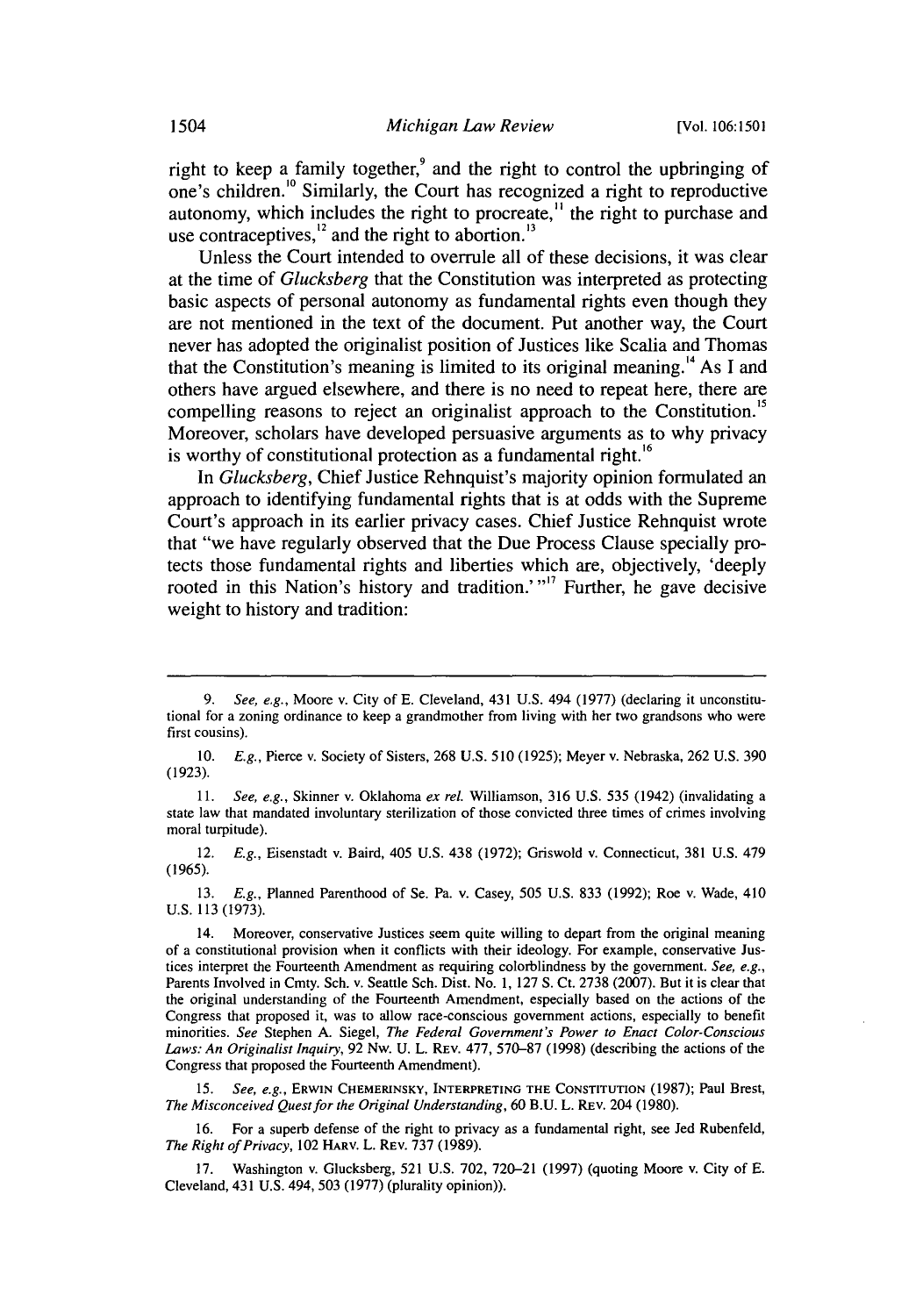right to keep a family together,[9] and the right to control the upbringing of one's children.[10] Similarly, the Court has recognized a right to reproductive autonomy, which includes the right to procreate,[11] the right to purchase and use contraceptives,[12] and the right to abortion.[13]

Unless the Court intended to overrule all of these decisions, it was clear at the time of *Glucksberg* that the Constitution was interpreted as protecting basic aspects of personal autonomy as fundamental rights even though they are not mentioned in the text of the document. Put another way, the Court never has adopted the originalist position of Justices like Scalia and Thomas that the Constitution's meaning is limited to its original meaning.[14] As I and others have argued elsewhere, and there is no need to repeat here, there are compelling reasons to reject an originalist approach to the Constitution.[15] Moreover, scholars have developed persuasive arguments as to why privacy is worthy of constitutional protection as a fundamental right.[16]

In *Glucksberg*, Chief Justice Rehnquist's majority opinion formulated an approach to identifying fundamental rights that is at odds with the Supreme Court's approach in its earlier privacy cases. Chief Justice Rehnquist wrote that "we have regularly observed that the Due Process Clause specially protects those fundamental rights and liberties which are, objectively, 'deeply rooted in this Nation's history and tradition.' "[17] Further, he gave decisive weight to history and tradition:

---

9. *See, e.g.*, Moore v. City of E. Cleveland, 431 U.S. 494 (1977) (declaring it unconstitutional for a zoning ordinance to keep a grandmother from living with her two grandsons who were first cousins).

10. *E.g.*, Pierce v. Society of Sisters, 268 U.S. 510 (1925); Meyer v. Nebraska, 262 U.S. 390 (1923).

11. *See, e.g.*, Skinner v. Oklahoma *ex rel.* Williamson, 316 U.S. 535 (1942) (invalidating a state law that mandated involuntary sterilization of those convicted three times of crimes involving moral turpitude).

12. *E.g.*, Eisenstadt v. Baird, 405 U.S. 438 (1972); Griswold v. Connecticut, 381 U.S. 479 (1965).

13. *E.g.*, Planned Parenthood of Se. Pa. v. Casey, 505 U.S. 833 (1992); Roe v. Wade, 410 U.S. 113 (1973).

14. Moreover, conservative Justices seem quite willing to depart from the original meaning of a constitutional provision when it conflicts with their ideology. For example, conservative Justices interpret the Fourteenth Amendment as requiring colorblindness by the government. *See, e.g.*, Parents Involved in Cmty. Sch. v. Seattle Sch. Dist. No. 1, 127 S. Ct. 2738 (2007). But it is clear that the original understanding of the Fourteenth Amendment, especially based on the actions of the Congress that proposed it, was to allow race-conscious government actions, especially to benefit minorities. *See* Stephen A. Siegel, *The Federal Government's Power to Enact Color-Conscious Laws: An Originalist Inquiry*, 92 Nw. U. L. Rev. 477, 570–87 (1998) (describing the actions of the Congress that proposed the Fourteenth Amendment).

15. *See, e.g.*, Erwin Chemerinsky, Interpreting the Constitution (1987); Paul Brest, *The Misconceived Quest for the Original Understanding*, 60 B.U. L. Rev. 204 (1980).

16. For a superb defense of the right to privacy as a fundamental right, see Jed Rubenfeld, *The Right of Privacy*, 102 Harv. L. Rev. 737 (1989).

17. Washington v. Glucksberg, 521 U.S. 702, 720–21 (1997) (quoting Moore v. City of E. Cleveland, 431 U.S. 494, 503 (1977) (plurality opinion)).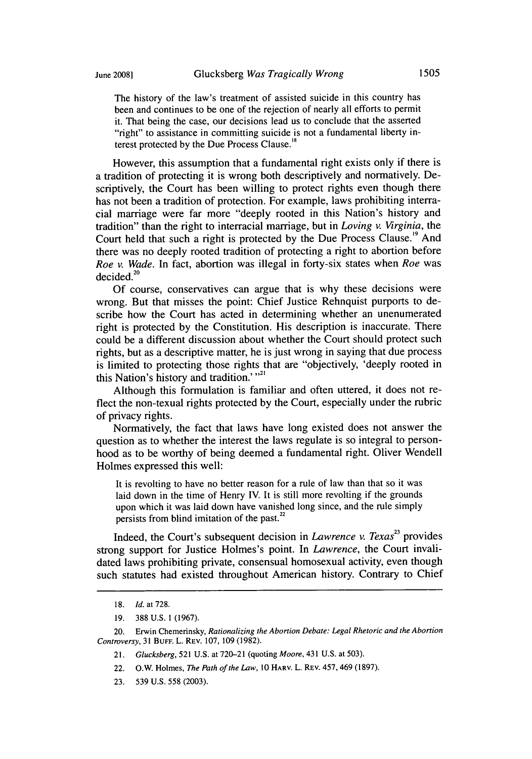> The history of the law's treatment of assisted suicide in this country has been and continues to be one of the rejection of nearly all efforts to permit it. That being the case, our decisions lead us to conclude that the asserted "right" to assistance in committing suicide is not a fundamental liberty interest protected by the Due Process Clause.[18]

However, this assumption that a fundamental right exists only if there is a tradition of protecting it is wrong both descriptively and normatively. Descriptively, the Court has been willing to protect rights even though there has not been a tradition of protection. For example, laws prohibiting interracial marriage were far more "deeply rooted in this Nation's history and tradition" than the right to interracial marriage, but in *Loving v. Virginia*, the Court held that such a right is protected by the Due Process Clause.[19] And there was no deeply rooted tradition of protecting a right to abortion before *Roe v. Wade*. In fact, abortion was illegal in forty-six states when *Roe* was decided.[20]

Of course, conservatives can argue that is why these decisions were wrong. But that misses the point: Chief Justice Rehnquist purports to describe how the Court has acted in determining whether an unenumerated right is protected by the Constitution. His description is inaccurate. There could be a different discussion about whether the Court should protect such rights, but as a descriptive matter, he is just wrong in saying that due process is limited to protecting those rights that are "objectively, 'deeply rooted in this Nation's history and tradition.' "[21]

Although this formulation is familiar and often uttered, it does not reflect the non-texual rights protected by the Court, especially under the rubric of privacy rights.

Normatively, the fact that laws have long existed does not answer the question as to whether the interest the laws regulate is so integral to personhood as to be worthy of being deemed a fundamental right. Oliver Wendell Holmes expressed this well:

> It is revolting to have no better reason for a rule of law than that so it was laid down in the time of Henry IV. It is still more revolting if the grounds upon which it was laid down have vanished long since, and the rule simply persists from blind imitation of the past.[22]

Indeed, the Court's subsequent decision in *Lawrence v. Texas*[23] provides strong support for Justice Holmes's point. In *Lawrence*, the Court invalidated laws prohibiting private, consensual homosexual activity, even though such statutes had existed throughout American history. Contrary to Chief

---

18. *Id.* at 728.

19. 388 U.S. 1 (1967).

20. Erwin Chemerinsky, *Rationalizing the Abortion Debate: Legal Rhetoric and the Abortion Controversy*, 31 BUFF. L. REV. 107, 109 (1982).

21. *Glucksberg*, 521 U.S. at 720–21 (quoting *Moore*, 431 U.S. at 503).

22. O.W. Holmes, *The Path of the Law*, 10 HARV. L. REV. 457, 469 (1897).

23. 539 U.S. 558 (2003).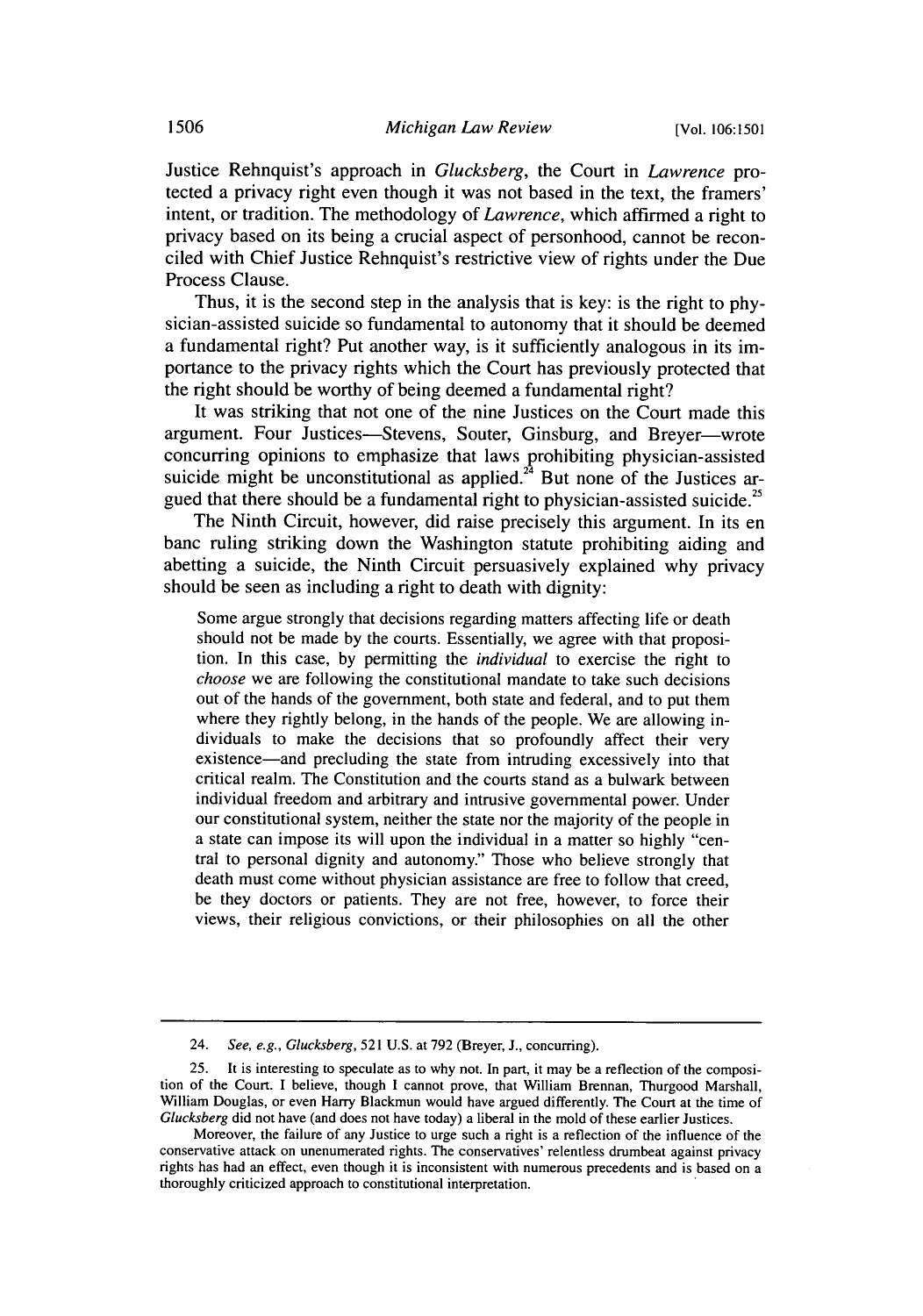Justice Rehnquist's approach in *Glucksberg*, the Court in *Lawrence* protected a privacy right even though it was not based in the text, the framers' intent, or tradition. The methodology of *Lawrence*, which affirmed a right to privacy based on its being a crucial aspect of personhood, cannot be reconciled with Chief Justice Rehnquist's restrictive view of rights under the Due Process Clause.

Thus, it is the second step in the analysis that is key: is the right to physician-assisted suicide so fundamental to autonomy that it should be deemed a fundamental right? Put another way, is it sufficiently analogous in its importance to the privacy rights which the Court has previously protected that the right should be worthy of being deemed a fundamental right?

It was striking that not one of the nine Justices on the Court made this argument. Four Justices—Stevens, Souter, Ginsburg, and Breyer—wrote concurring opinions to emphasize that laws prohibiting physician-assisted suicide might be unconstitutional as applied.[24] But none of the Justices argued that there should be a fundamental right to physician-assisted suicide.[25]

The Ninth Circuit, however, did raise precisely this argument. In its en banc ruling striking down the Washington statute prohibiting aiding and abetting a suicide, the Ninth Circuit persuasively explained why privacy should be seen as including a right to death with dignity:

> Some argue strongly that decisions regarding matters affecting life or death should not be made by the courts. Essentially, we agree with that proposition. In this case, by permitting the *individual* to exercise the right to *choose* we are following the constitutional mandate to take such decisions out of the hands of the government, both state and federal, and to put them where they rightly belong, in the hands of the people. We are allowing individuals to make the decisions that so profoundly affect their very existence—and precluding the state from intruding excessively into that critical realm. The Constitution and the courts stand as a bulwark between individual freedom and arbitrary and intrusive governmental power. Under our constitutional system, neither the state nor the majority of the people in a state can impose its will upon the individual in a matter so highly "central to personal dignity and autonomy." Those who believe strongly that death must come without physician assistance are free to follow that creed, be they doctors or patients. They are not free, however, to force their views, their religious convictions, or their philosophies on all the other

---

24. *See, e.g.*, *Glucksberg*, 521 U.S. at 792 (Breyer, J., concurring).

25. It is interesting to speculate as to why not. In part, it may be a reflection of the composition of the Court. I believe, though I cannot prove, that William Brennan, Thurgood Marshall, William Douglas, or even Harry Blackmun would have argued differently. The Court at the time of *Glucksberg* did not have (and does not have today) a liberal in the mold of these earlier Justices.

Moreover, the failure of any Justice to urge such a right is a reflection of the influence of the conservative attack on unenumerated rights. The conservatives' relentless drumbeat against privacy rights has had an effect, even though it is inconsistent with numerous precedents and is based on a thoroughly criticized approach to constitutional interpretation.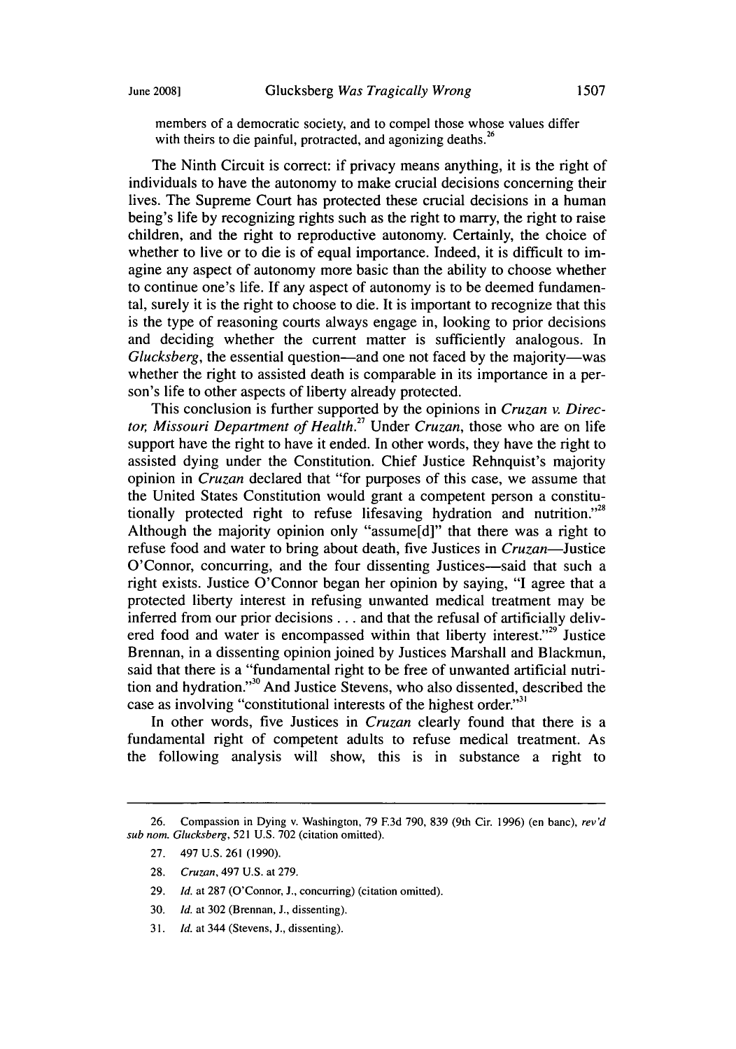members of a democratic society, and to compel those whose values differ with theirs to die painful, protracted, and agonizing deaths.[26]

The Ninth Circuit is correct: if privacy means anything, it is the right of individuals to have the autonomy to make crucial decisions concerning their lives. The Supreme Court has protected these crucial decisions in a human being's life by recognizing rights such as the right to marry, the right to raise children, and the right to reproductive autonomy. Certainly, the choice of whether to live or to die is of equal importance. Indeed, it is difficult to imagine any aspect of autonomy more basic than the ability to choose whether to continue one's life. If any aspect of autonomy is to be deemed fundamental, surely it is the right to choose to die. It is important to recognize that this is the type of reasoning courts always engage in, looking to prior decisions and deciding whether the current matter is sufficiently analogous. In *Glucksberg*, the essential question—and one not faced by the majority—was whether the right to assisted death is comparable in its importance in a person's life to other aspects of liberty already protected.

This conclusion is further supported by the opinions in *Cruzan v. Director, Missouri Department of Health*.[27] Under *Cruzan*, those who are on life support have the right to have it ended. In other words, they have the right to assisted dying under the Constitution. Chief Justice Rehnquist's majority opinion in *Cruzan* declared that "for purposes of this case, we assume that the United States Constitution would grant a competent person a constitutionally protected right to refuse lifesaving hydration and nutrition."[28] Although the majority opinion only "assume[d]" that there was a right to refuse food and water to bring about death, five Justices in *Cruzan*—Justice O'Connor, concurring, and the four dissenting Justices—said that such a right exists. Justice O'Connor began her opinion by saying, "I agree that a protected liberty interest in refusing unwanted medical treatment may be inferred from our prior decisions . . . and that the refusal of artificially delivered food and water is encompassed within that liberty interest."[29] Justice Brennan, in a dissenting opinion joined by Justices Marshall and Blackmun, said that there is a "fundamental right to be free of unwanted artificial nutrition and hydration."[30] And Justice Stevens, who also dissented, described the case as involving "constitutional interests of the highest order."[31]

In other words, five Justices in *Cruzan* clearly found that there is a fundamental right of competent adults to refuse medical treatment. As the following analysis will show, this is in substance a right to

---

26. Compassion in Dying v. Washington, 79 F.3d 790, 839 (9th Cir. 1996) (en banc), *rev'd sub nom. Glucksberg*, 521 U.S. 702 (citation omitted).

27. 497 U.S. 261 (1990).

28. *Cruzan*, 497 U.S. at 279.

29. *Id.* at 287 (O'Connor, J., concurring) (citation omitted).

30. *Id.* at 302 (Brennan, J., dissenting).

31. *Id.* at 344 (Stevens, J., dissenting).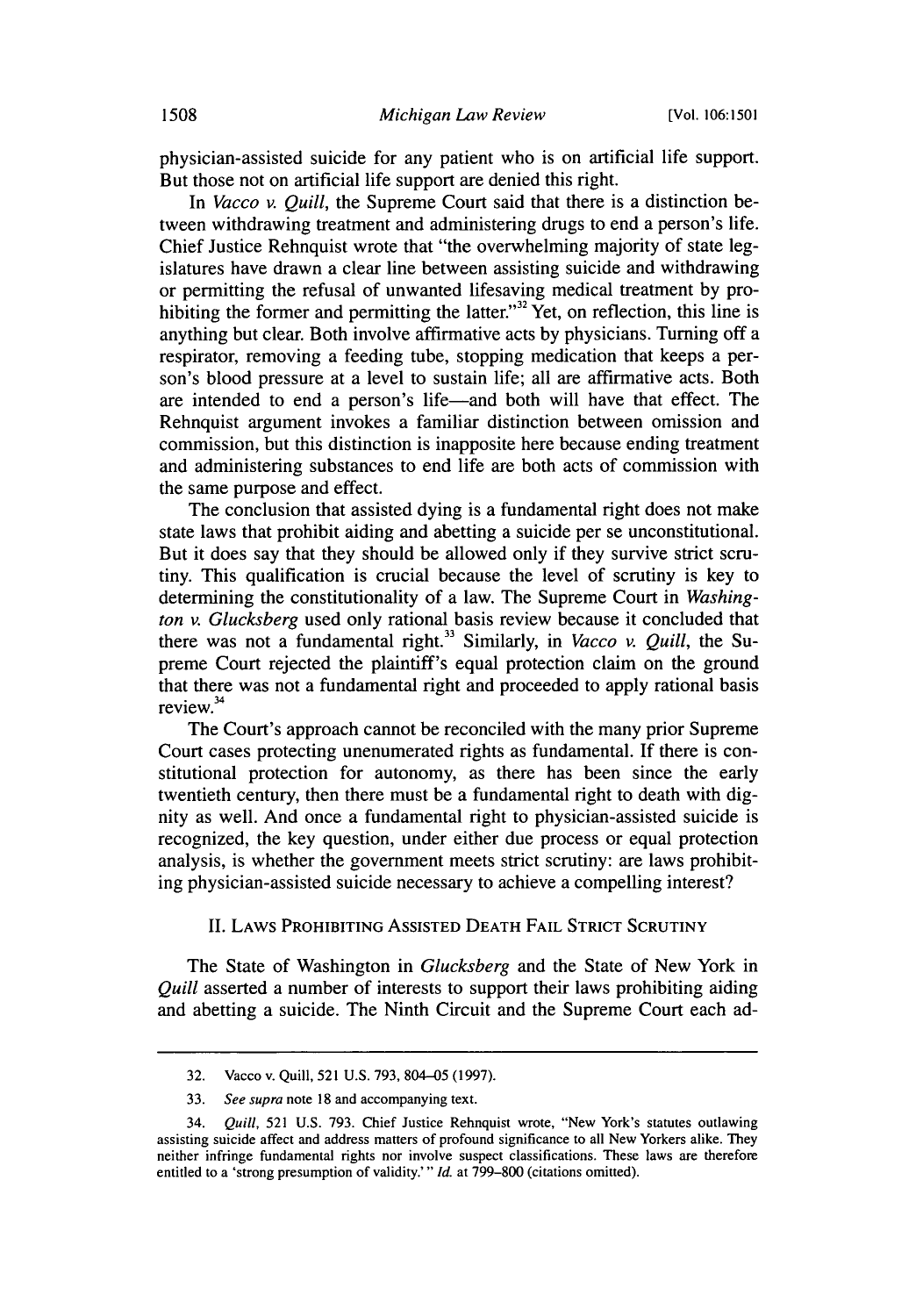physician-assisted suicide for any patient who is on artificial life support. But those not on artificial life support are denied this right.

In *Vacco v. Quill*, the Supreme Court said that there is a distinction between withdrawing treatment and administering drugs to end a person's life. Chief Justice Rehnquist wrote that "the overwhelming majority of state legislatures have drawn a clear line between assisting suicide and withdrawing or permitting the refusal of unwanted lifesaving medical treatment by prohibiting the former and permitting the latter."[32] Yet, on reflection, this line is anything but clear. Both involve affirmative acts by physicians. Turning off a respirator, removing a feeding tube, stopping medication that keeps a person's blood pressure at a level to sustain life; all are affirmative acts. Both are intended to end a person's life—and both will have that effect. The Rehnquist argument invokes a familiar distinction between omission and commission, but this distinction is inapposite here because ending treatment and administering substances to end life are both acts of commission with the same purpose and effect.

The conclusion that assisted dying is a fundamental right does not make state laws that prohibit aiding and abetting a suicide per se unconstitutional. But it does say that they should be allowed only if they survive strict scrutiny. This qualification is crucial because the level of scrutiny is key to determining the constitutionality of a law. The Supreme Court in *Washington v. Glucksberg* used only rational basis review because it concluded that there was not a fundamental right.[33] Similarly, in *Vacco v. Quill*, the Supreme Court rejected the plaintiff's equal protection claim on the ground that there was not a fundamental right and proceeded to apply rational basis review.[34]

The Court's approach cannot be reconciled with the many prior Supreme Court cases protecting unenumerated rights as fundamental. If there is constitutional protection for autonomy, as there has been since the early twentieth century, then there must be a fundamental right to death with dignity as well. And once a fundamental right to physician-assisted suicide is recognized, the key question, under either due process or equal protection analysis, is whether the government meets strict scrutiny: are laws prohibiting physician-assisted suicide necessary to achieve a compelling interest?

## II. Laws Prohibiting Assisted Death Fail Strict Scrutiny

The State of Washington in *Glucksberg* and the State of New York in *Quill* asserted a number of interests to support their laws prohibiting aiding and abetting a suicide. The Ninth Circuit and the Supreme Court each ad-

---

32. Vacco v. Quill, 521 U.S. 793, 804–05 (1997).

33. *See supra* note 18 and accompanying text.

34. *Quill*, 521 U.S. 793. Chief Justice Rehnquist wrote, "New York's statutes outlawing assisting suicide affect and address matters of profound significance to all New Yorkers alike. They neither infringe fundamental rights nor involve suspect classifications. These laws are therefore entitled to a 'strong presumption of validity.' " *Id.* at 799–800 (citations omitted).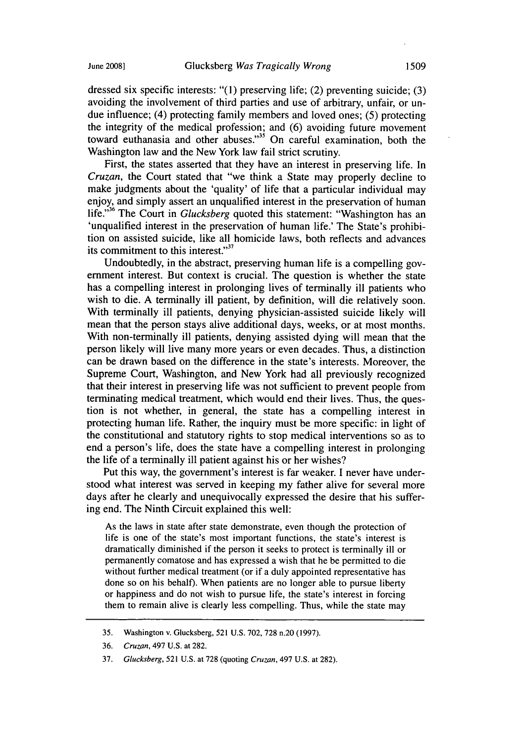dressed six specific interests: "(1) preserving life; (2) preventing suicide; (3) avoiding the involvement of third parties and use of arbitrary, unfair, or undue influence; (4) protecting family members and loved ones; (5) protecting the integrity of the medical profession; and (6) avoiding future movement toward euthanasia and other abuses."[35] On careful examination, both the Washington law and the New York law fail strict scrutiny.

First, the states asserted that they have an interest in preserving life. In *Cruzan*, the Court stated that "we think a State may properly decline to make judgments about the 'quality' of life that a particular individual may enjoy, and simply assert an unqualified interest in the preservation of human life."[36] The Court in *Glucksberg* quoted this statement: "Washington has an 'unqualified interest in the preservation of human life.' The State's prohibition on assisted suicide, like all homicide laws, both reflects and advances its commitment to this interest."[37]

Undoubtedly, in the abstract, preserving human life is a compelling government interest. But context is crucial. The question is whether the state has a compelling interest in prolonging lives of terminally ill patients who wish to die. A terminally ill patient, by definition, will die relatively soon. With terminally ill patients, denying physician-assisted suicide likely will mean that the person stays alive additional days, weeks, or at most months. With non-terminally ill patients, denying assisted dying will mean that the person likely will live many more years or even decades. Thus, a distinction can be drawn based on the difference in the state's interests. Moreover, the Supreme Court, Washington, and New York had all previously recognized that their interest in preserving life was not sufficient to prevent people from terminating medical treatment, which would end their lives. Thus, the question is not whether, in general, the state has a compelling interest in protecting human life. Rather, the inquiry must be more specific: in light of the constitutional and statutory rights to stop medical interventions so as to end a person's life, does the state have a compelling interest in prolonging the life of a terminally ill patient against his or her wishes?

Put this way, the government's interest is far weaker. I never have understood what interest was served in keeping my father alive for several more days after he clearly and unequivocally expressed the desire that his suffering end. The Ninth Circuit explained this well:

> As the laws in state after state demonstrate, even though the protection of life is one of the state's most important functions, the state's interest is dramatically diminished if the person it seeks to protect is terminally ill or permanently comatose and has expressed a wish that he be permitted to die without further medical treatment (or if a duly appointed representative has done so on his behalf). When patients are no longer able to pursue liberty or happiness and do not wish to pursue life, the state's interest in forcing them to remain alive is clearly less compelling. Thus, while the state may

---

35. Washington v. Glucksberg, 521 U.S. 702, 728 n.20 (1997).

36. *Cruzan*, 497 U.S. at 282.

37. *Glucksberg*, 521 U.S. at 728 (quoting *Cruzan*, 497 U.S. at 282).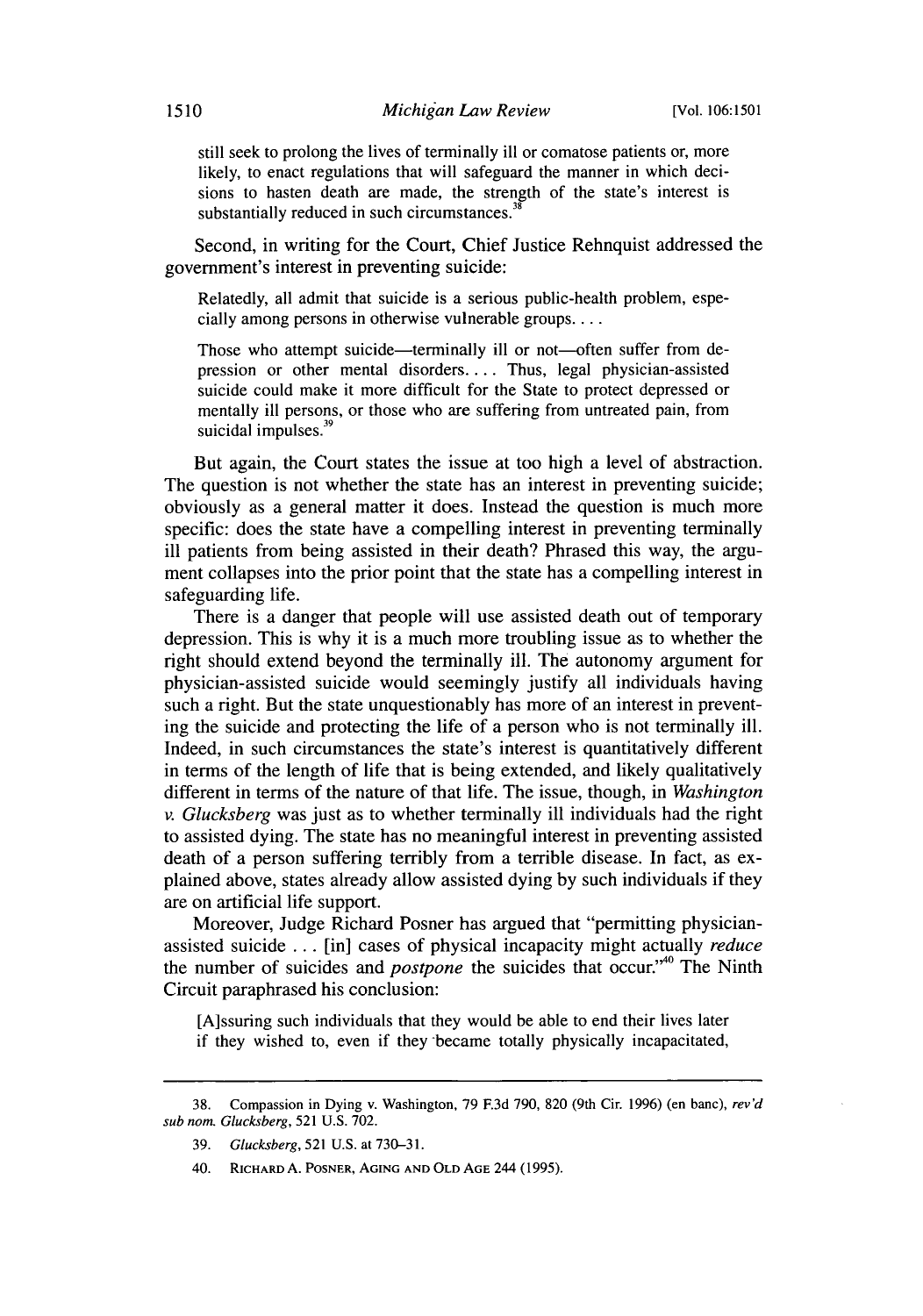> still seek to prolong the lives of terminally ill or comatose patients or, more likely, to enact regulations that will safeguard the manner in which decisions to hasten death are made, the strength of the state's interest is substantially reduced in such circumstances.[38]

Second, in writing for the Court, Chief Justice Rehnquist addressed the government's interest in preventing suicide:

> Relatedly, all admit that suicide is a serious public-health problem, especially among persons in otherwise vulnerable groups. . . .
>
> Those who attempt suicide—terminally ill or not—often suffer from depression or other mental disorders. . . . Thus, legal physician-assisted suicide could make it more difficult for the State to protect depressed or mentally ill persons, or those who are suffering from untreated pain, from suicidal impulses.[39]

But again, the Court states the issue at too high a level of abstraction. The question is not whether the state has an interest in preventing suicide; obviously as a general matter it does. Instead the question is much more specific: does the state have a compelling interest in preventing terminally ill patients from being assisted in their death? Phrased this way, the argument collapses into the prior point that the state has a compelling interest in safeguarding life.

There is a danger that people will use assisted death out of temporary depression. This is why it is a much more troubling issue as to whether the right should extend beyond the terminally ill. The autonomy argument for physician-assisted suicide would seemingly justify all individuals having such a right. But the state unquestionably has more of an interest in preventing the suicide and protecting the life of a person who is not terminally ill. Indeed, in such circumstances the state's interest is quantitatively different in terms of the length of life that is being extended, and likely qualitatively different in terms of the nature of that life. The issue, though, in *Washington v. Glucksberg* was just as to whether terminally ill individuals had the right to assisted dying. The state has no meaningful interest in preventing assisted death of a person suffering terribly from a terrible disease. In fact, as explained above, states already allow assisted dying by such individuals if they are on artificial life support.

Moreover, Judge Richard Posner has argued that "permitting physician-assisted suicide . . . [in] cases of physical incapacity might actually *reduce* the number of suicides and *postpone* the suicides that occur."[40] The Ninth Circuit paraphrased his conclusion:

> [A]ssuring such individuals that they would be able to end their lives later if they wished to, even if they became totally physically incapacitated,

---

38. Compassion in Dying v. Washington, 79 F.3d 790, 820 (9th Cir. 1996) (en banc), *rev'd sub nom. Glucksberg*, 521 U.S. 702.

39. *Glucksberg*, 521 U.S. at 730–31.

40. RICHARD A. POSNER, AGING AND OLD AGE 244 (1995).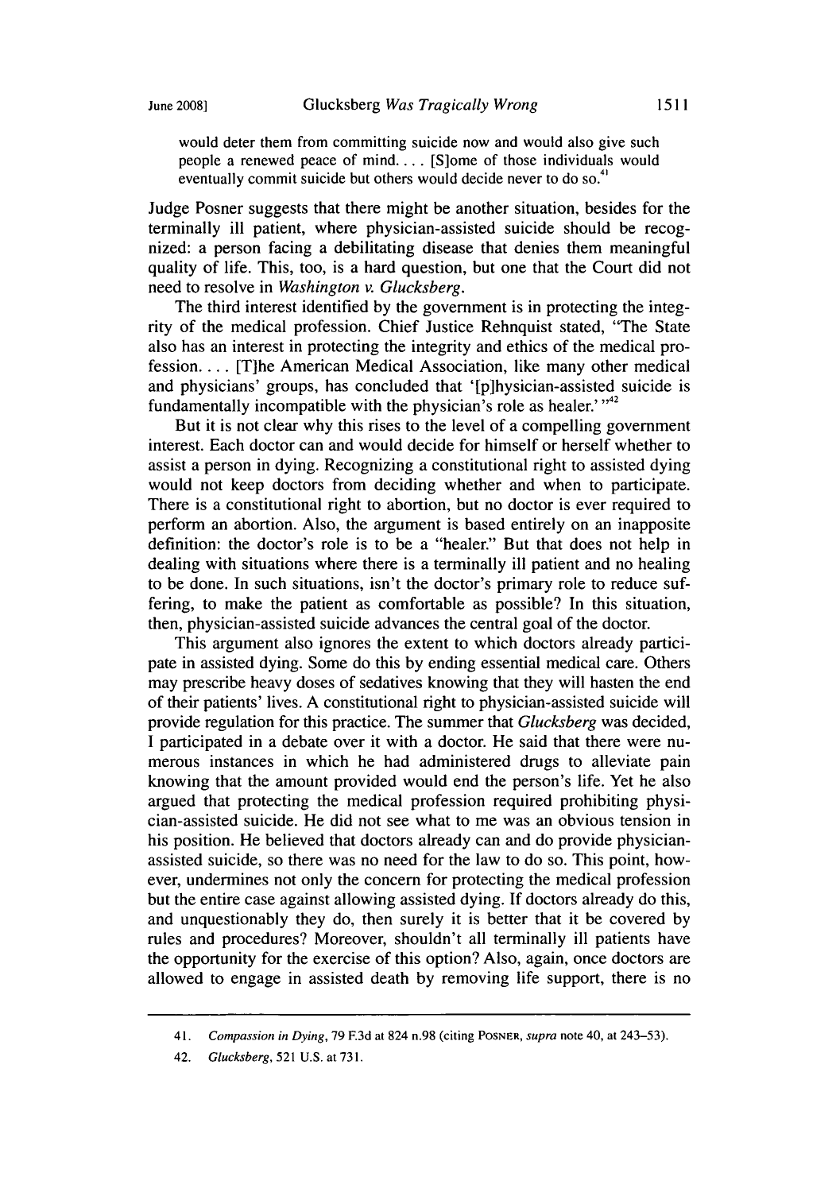> would deter them from committing suicide now and would also give such people a renewed peace of mind. . . . [S]ome of those individuals would eventually commit suicide but others would decide never to do so.[41]

Judge Posner suggests that there might be another situation, besides for the terminally ill patient, where physician-assisted suicide should be recognized: a person facing a debilitating disease that denies them meaningful quality of life. This, too, is a hard question, but one that the Court did not need to resolve in *Washington v. Glucksberg*.

The third interest identified by the government is in protecting the integrity of the medical profession. Chief Justice Rehnquist stated, "The State also has an interest in protecting the integrity and ethics of the medical profession. . . . [T]he American Medical Association, like many other medical and physicians' groups, has concluded that '[p]hysician-assisted suicide is fundamentally incompatible with the physician's role as healer.' "[42]

But it is not clear why this rises to the level of a compelling government interest. Each doctor can and would decide for himself or herself whether to assist a person in dying. Recognizing a constitutional right to assisted dying would not keep doctors from deciding whether and when to participate. There is a constitutional right to abortion, but no doctor is ever required to perform an abortion. Also, the argument is based entirely on an inapposite definition: the doctor's role is to be a "healer." But that does not help in dealing with situations where there is a terminally ill patient and no healing to be done. In such situations, isn't the doctor's primary role to reduce suffering, to make the patient as comfortable as possible? In this situation, then, physician-assisted suicide advances the central goal of the doctor.

This argument also ignores the extent to which doctors already participate in assisted dying. Some do this by ending essential medical care. Others may prescribe heavy doses of sedatives knowing that they will hasten the end of their patients' lives. A constitutional right to physician-assisted suicide will provide regulation for this practice. The summer that *Glucksberg* was decided, I participated in a debate over it with a doctor. He said that there were numerous instances in which he had administered drugs to alleviate pain knowing that the amount provided would end the person's life. Yet he also argued that protecting the medical profession required prohibiting physician-assisted suicide. He did not see what to me was an obvious tension in his position. He believed that doctors already can and do provide physician-assisted suicide, so there was no need for the law to do so. This point, however, undermines not only the concern for protecting the medical profession but the entire case against allowing assisted dying. If doctors already do this, and unquestionably they do, then surely it is better that it be covered by rules and procedures? Moreover, shouldn't all terminally ill patients have the opportunity for the exercise of this option? Also, again, once doctors are allowed to engage in assisted death by removing life support, there is no

---

41. *Compassion in Dying*, 79 F.3d at 824 n.98 (citing Posner, *supra* note 40, at 243–53).

42. *Glucksberg*, 521 U.S. at 731.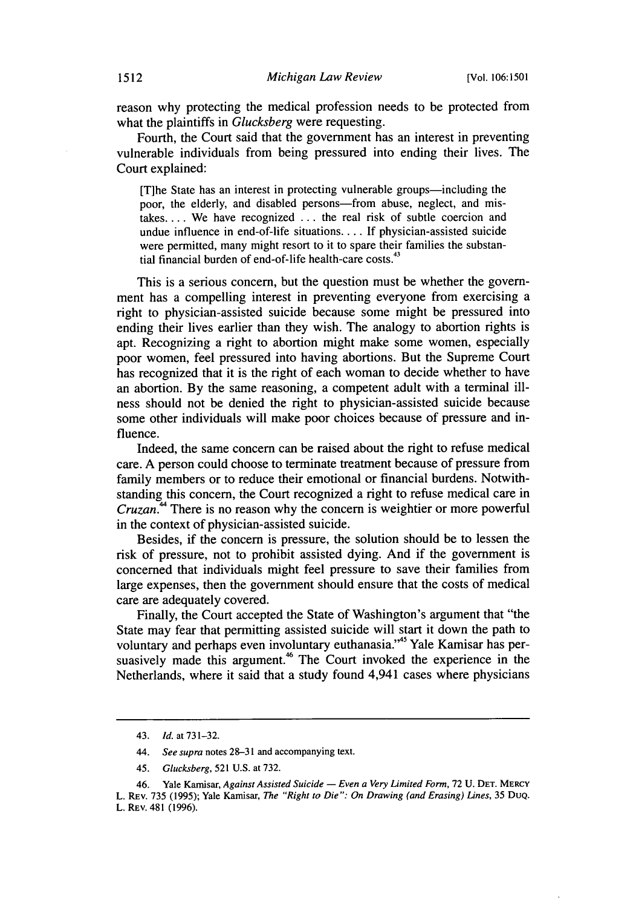reason why protecting the medical profession needs to be protected from what the plaintiffs in *Glucksberg* were requesting.

Fourth, the Court said that the government has an interest in preventing vulnerable individuals from being pressured into ending their lives. The Court explained:

> [T]he State has an interest in protecting vulnerable groups—including the poor, the elderly, and disabled persons—from abuse, neglect, and mistakes. . . . We have recognized . . . the real risk of subtle coercion and undue influence in end-of-life situations. . . . If physician-assisted suicide were permitted, many might resort to it to spare their families the substantial financial burden of end-of-life health-care costs.[43]

This is a serious concern, but the question must be whether the government has a compelling interest in preventing everyone from exercising a right to physician-assisted suicide because some might be pressured into ending their lives earlier than they wish. The analogy to abortion rights is apt. Recognizing a right to abortion might make some women, especially poor women, feel pressured into having abortions. But the Supreme Court has recognized that it is the right of each woman to decide whether to have an abortion. By the same reasoning, a competent adult with a terminal illness should not be denied the right to physician-assisted suicide because some other individuals will make poor choices because of pressure and influence.

Indeed, the same concern can be raised about the right to refuse medical care. A person could choose to terminate treatment because of pressure from family members or to reduce their emotional or financial burdens. Notwithstanding this concern, the Court recognized a right to refuse medical care in *Cruzan*.[44] There is no reason why the concern is weightier or more powerful in the context of physician-assisted suicide.

Besides, if the concern is pressure, the solution should be to lessen the risk of pressure, not to prohibit assisted dying. And if the government is concerned that individuals might feel pressure to save their families from large expenses, then the government should ensure that the costs of medical care are adequately covered.

Finally, the Court accepted the State of Washington's argument that "the State may fear that permitting assisted suicide will start it down the path to voluntary and perhaps even involuntary euthanasia."[45] Yale Kamisar has persuasively made this argument.[46] The Court invoked the experience in the Netherlands, where it said that a study found 4,941 cases where physicians

---

43. *Id.* at 731–32.

44. *See supra* notes 28–31 and accompanying text.

45. *Glucksberg*, 521 U.S. at 732.

46. Yale Kamisar, *Against Assisted Suicide — Even a Very Limited Form*, 72 U. DET. MERCY L. REV. 735 (1995); Yale Kamisar, *The "Right to Die": On Drawing (and Erasing) Lines*, 35 DUQ. L. REV. 481 (1996).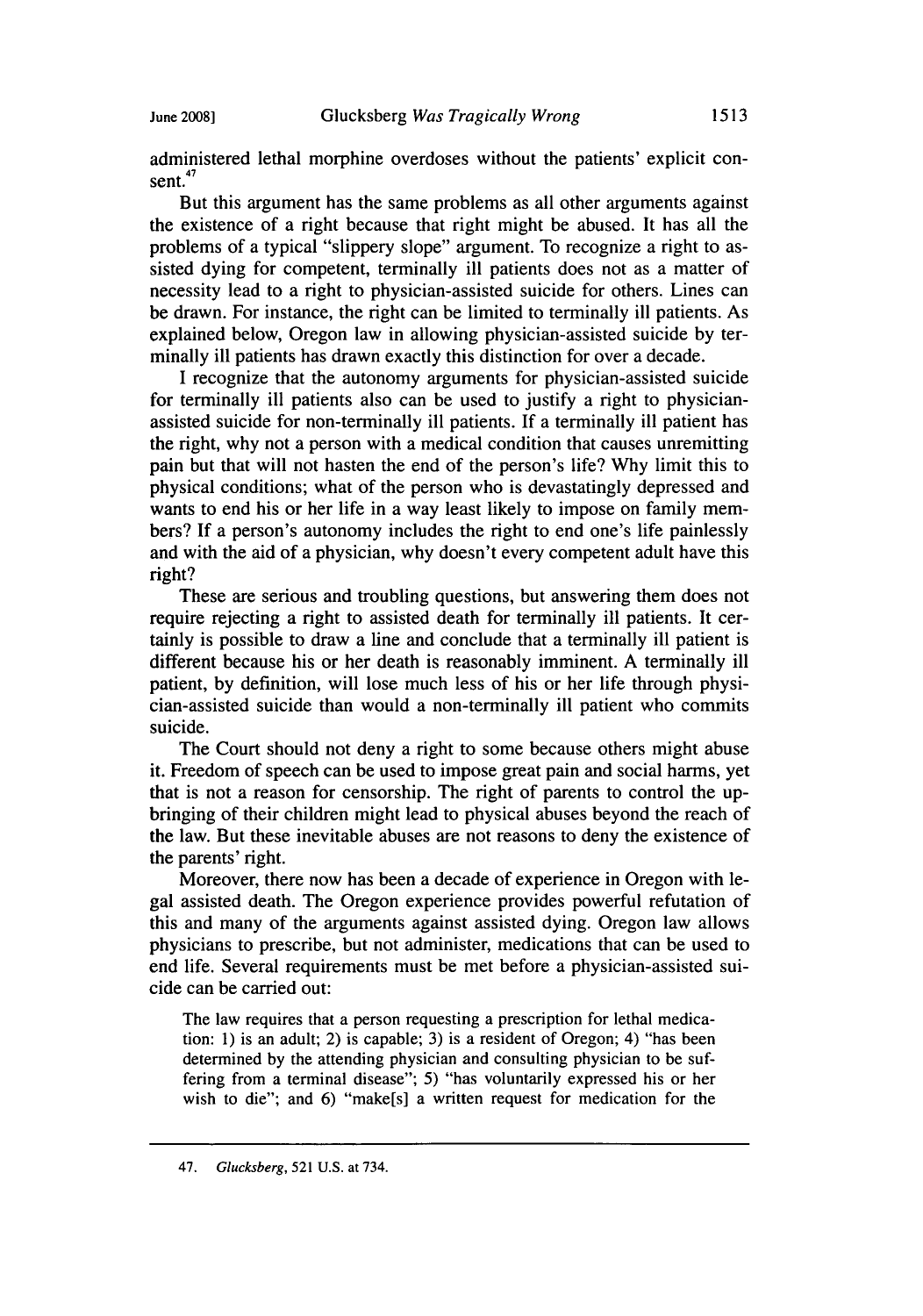administered lethal morphine overdoses without the patients' explicit consent.[47]

But this argument has the same problems as all other arguments against the existence of a right because that right might be abused. It has all the problems of a typical "slippery slope" argument. To recognize a right to assisted dying for competent, terminally ill patients does not as a matter of necessity lead to a right to physician-assisted suicide for others. Lines can be drawn. For instance, the right can be limited to terminally ill patients. As explained below, Oregon law in allowing physician-assisted suicide by terminally ill patients has drawn exactly this distinction for over a decade.

I recognize that the autonomy arguments for physician-assisted suicide for terminally ill patients also can be used to justify a right to physician-assisted suicide for non-terminally ill patients. If a terminally ill patient has the right, why not a person with a medical condition that causes unremitting pain but that will not hasten the end of the person's life? Why limit this to physical conditions; what of the person who is devastatingly depressed and wants to end his or her life in a way least likely to impose on family members? If a person's autonomy includes the right to end one's life painlessly and with the aid of a physician, why doesn't every competent adult have this right?

These are serious and troubling questions, but answering them does not require rejecting a right to assisted death for terminally ill patients. It certainly is possible to draw a line and conclude that a terminally ill patient is different because his or her death is reasonably imminent. A terminally ill patient, by definition, will lose much less of his or her life through physician-assisted suicide than would a non-terminally ill patient who commits suicide.

The Court should not deny a right to some because others might abuse it. Freedom of speech can be used to impose great pain and social harms, yet that is not a reason for censorship. The right of parents to control the upbringing of their children might lead to physical abuses beyond the reach of the law. But these inevitable abuses are not reasons to deny the existence of the parents' right.

Moreover, there now has been a decade of experience in Oregon with legal assisted death. The Oregon experience provides powerful refutation of this and many of the arguments against assisted dying. Oregon law allows physicians to prescribe, but not administer, medications that can be used to end life. Several requirements must be met before a physician-assisted suicide can be carried out:

> The law requires that a person requesting a prescription for lethal medication: 1) is an adult; 2) is capable; 3) is a resident of Oregon; 4) "has been determined by the attending physician and consulting physician to be suffering from a terminal disease"; 5) "has voluntarily expressed his or her wish to die"; and 6) "make[s] a written request for medication for the

---

47. *Glucksberg*, 521 U.S. at 734.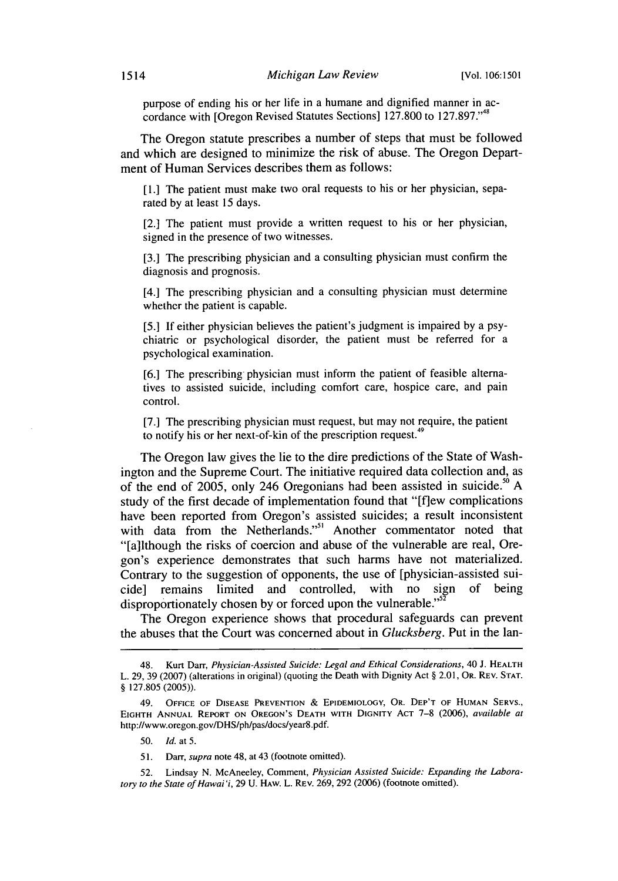purpose of ending his or her life in a humane and dignified manner in accordance with [Oregon Revised Statutes Sections] 127.800 to 127.897."[48]

The Oregon statute prescribes a number of steps that must be followed and which are designed to minimize the risk of abuse. The Oregon Department of Human Services describes them as follows:

> [1.] The patient must make two oral requests to his or her physician, separated by at least 15 days.
>
> [2.] The patient must provide a written request to his or her physician, signed in the presence of two witnesses.
>
> [3.] The prescribing physician and a consulting physician must confirm the diagnosis and prognosis.
>
> [4.] The prescribing physician and a consulting physician must determine whether the patient is capable.
>
> [5.] If either physician believes the patient's judgment is impaired by a psychiatric or psychological disorder, the patient must be referred for a psychological examination.
>
> [6.] The prescribing physician must inform the patient of feasible alternatives to assisted suicide, including comfort care, hospice care, and pain control.
>
> [7.] The prescribing physician must request, but may not require, the patient to notify his or her next-of-kin of the prescription request.[49]

The Oregon law gives the lie to the dire predictions of the State of Washington and the Supreme Court. The initiative required data collection and, as of the end of 2005, only 246 Oregonians had been assisted in suicide.[50] A study of the first decade of implementation found that "[f]ew complications have been reported from Oregon's assisted suicides; a result inconsistent with data from the Netherlands."[51] Another commentator noted that "[a]lthough the risks of coercion and abuse of the vulnerable are real, Oregon's experience demonstrates that such harms have not materialized. Contrary to the suggestion of opponents, the use of [physician-assisted suicide] remains limited and controlled, with no sign of being disproportionately chosen by or forced upon the vulnerable."[52]

The Oregon experience shows that procedural safeguards can prevent the abuses that the Court was concerned about in *Glucksberg*. Put in the lan-

---

48. Kurt Darr, *Physician-Assisted Suicide: Legal and Ethical Considerations*, 40 J. HEALTH L. 29, 39 (2007) (alterations in original) (quoting the Death with Dignity Act § 2.01, OR. REV. STAT. § 127.805 (2005)).

49. OFFICE OF DISEASE PREVENTION & EPIDEMIOLOGY, OR. DEP'T OF HUMAN SERVS., EIGHTH ANNUAL REPORT ON OREGON'S DEATH WITH DIGNITY ACT 7–8 (2006), *available at* http://www.oregon.gov/DHS/ph/pas/docs/year8.pdf.

50. *Id.* at 5.

51. Darr, *supra* note 48, at 43 (footnote omitted).

52. Lindsay N. McAneeley, Comment, *Physician Assisted Suicide: Expanding the Laboratory to the State of Hawai'i*, 29 U. HAW. L. REV. 269, 292 (2006) (footnote omitted).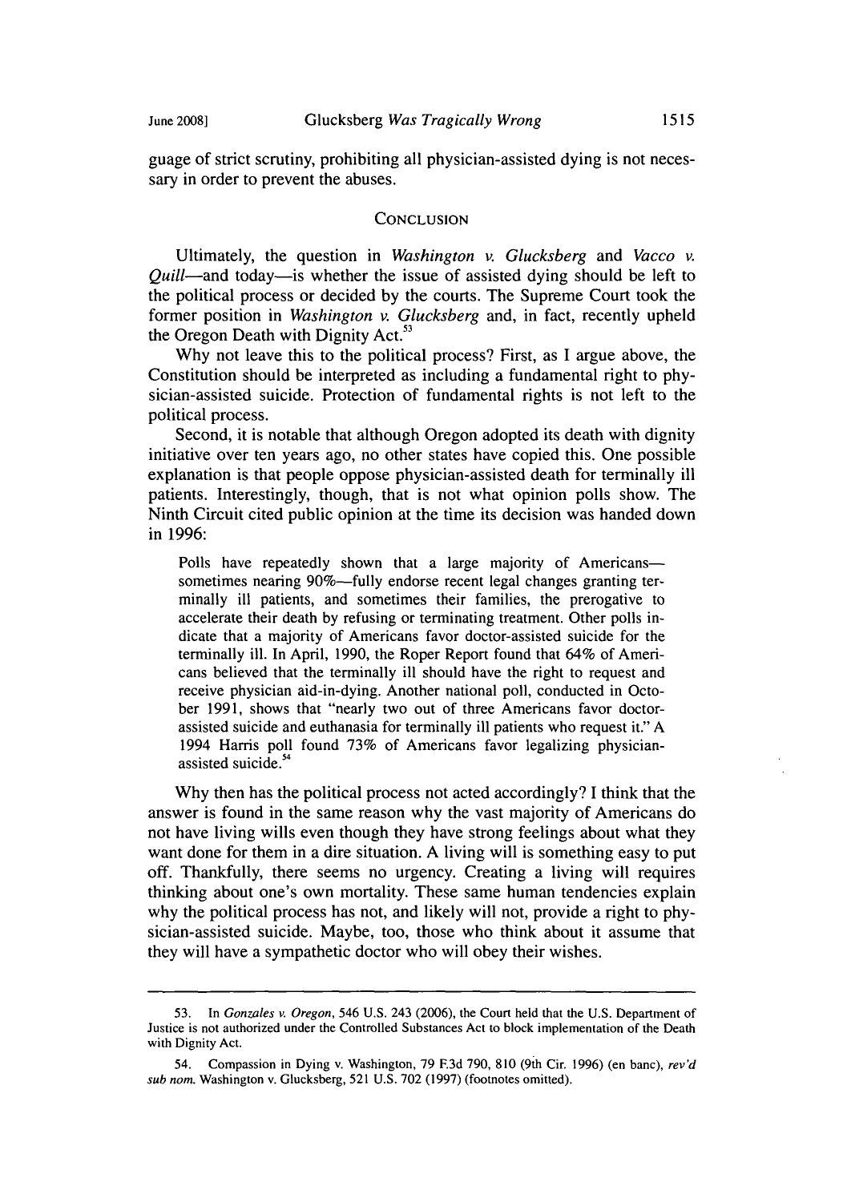guage of strict scrutiny, prohibiting all physician-assisted dying is not necessary in order to prevent the abuses.

## CONCLUSION

Ultimately, the question in *Washington v. Glucksberg* and *Vacco v. Quill*—and today—is whether the issue of assisted dying should be left to the political process or decided by the courts. The Supreme Court took the former position in *Washington v. Glucksberg* and, in fact, recently upheld the Oregon Death with Dignity Act.[53]

Why not leave this to the political process? First, as I argue above, the Constitution should be interpreted as including a fundamental right to physician-assisted suicide. Protection of fundamental rights is not left to the political process.

Second, it is notable that although Oregon adopted its death with dignity initiative over ten years ago, no other states have copied this. One possible explanation is that people oppose physician-assisted death for terminally ill patients. Interestingly, though, that is not what opinion polls show. The Ninth Circuit cited public opinion at the time its decision was handed down in 1996:

> Polls have repeatedly shown that a large majority of Americans—sometimes nearing 90%—fully endorse recent legal changes granting terminally ill patients, and sometimes their families, the prerogative to accelerate their death by refusing or terminating treatment. Other polls indicate that a majority of Americans favor doctor-assisted suicide for the terminally ill. In April, 1990, the Roper Report found that 64% of Americans believed that the terminally ill should have the right to request and receive physician aid-in-dying. Another national poll, conducted in October 1991, shows that "nearly two out of three Americans favor doctor-assisted suicide and euthanasia for terminally ill patients who request it." A 1994 Harris poll found 73% of Americans favor legalizing physician-assisted suicide.[54]

Why then has the political process not acted accordingly? I think that the answer is found in the same reason why the vast majority of Americans do not have living wills even though they have strong feelings about what they want done for them in a dire situation. A living will is something easy to put off. Thankfully, there seems no urgency. Creating a living will requires thinking about one's own mortality. These same human tendencies explain why the political process has not, and likely will not, provide a right to physician-assisted suicide. Maybe, too, those who think about it assume that they will have a sympathetic doctor who will obey their wishes.

---

53. In *Gonzales v. Oregon*, 546 U.S. 243 (2006), the Court held that the U.S. Department of Justice is not authorized under the Controlled Substances Act to block implementation of the Death with Dignity Act.

54. Compassion in Dying v. Washington, 79 F.3d 790, 810 (9th Cir. 1996) (en banc), *rev'd sub nom.* Washington v. Glucksberg, 521 U.S. 702 (1997) (footnotes omitted).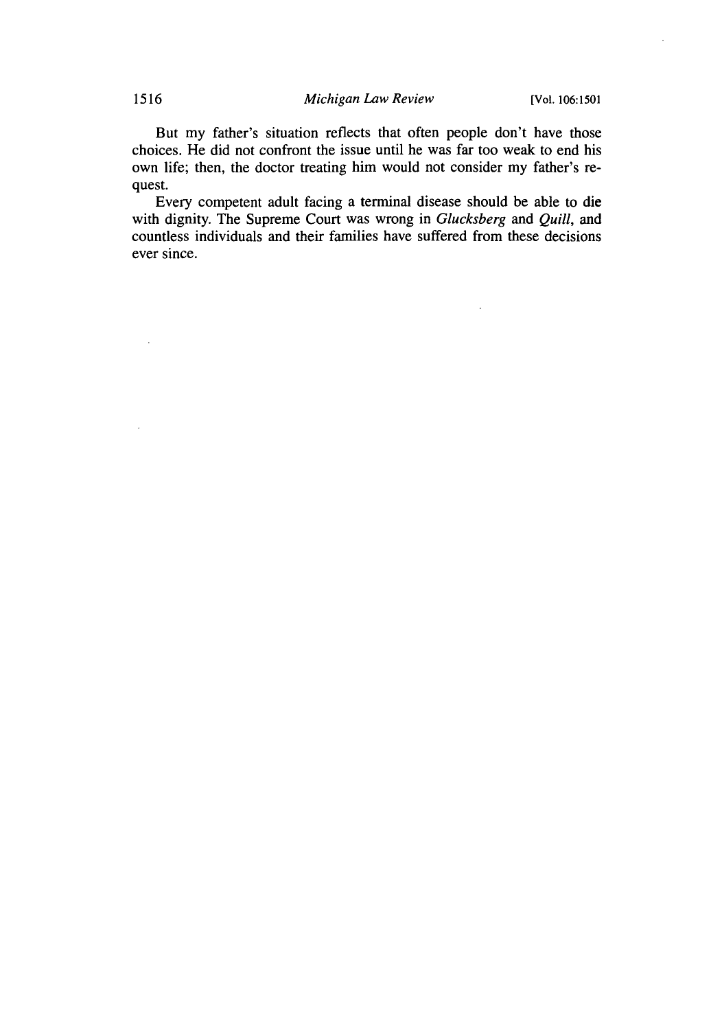But my father's situation reflects that often people don't have those choices. He did not confront the issue until he was far too weak to end his own life; then, the doctor treating him would not consider my father's request.

Every competent adult facing a terminal disease should be able to die with dignity. The Supreme Court was wrong in *Glucksberg* and *Quill*, and countless individuals and their families have suffered from these decisions ever since.